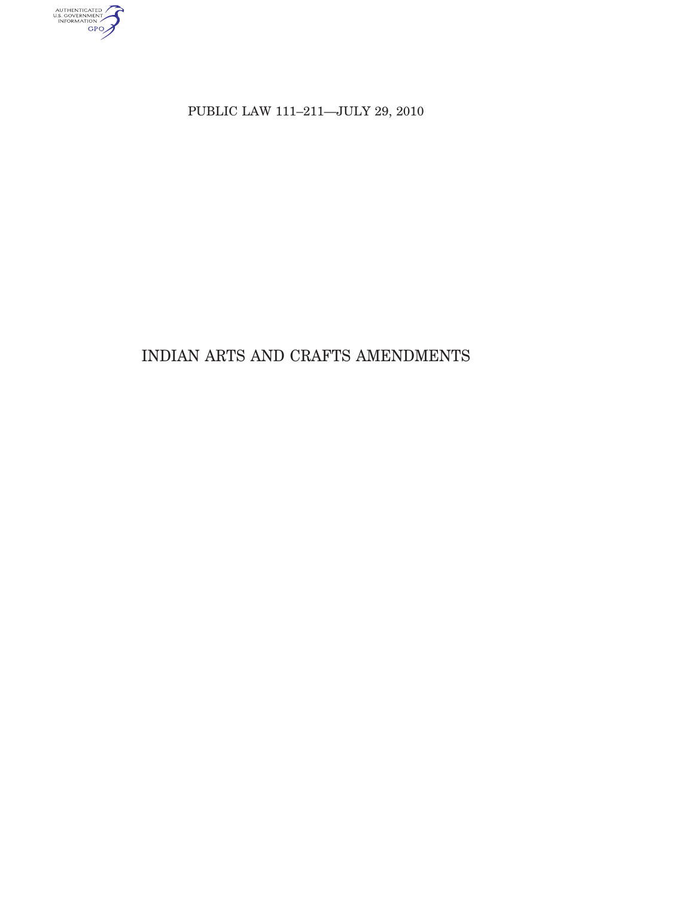PUBLIC LAW 111–211—JULY 29, 2010

# INDIAN ARTS AND CRAFTS AMENDMENTS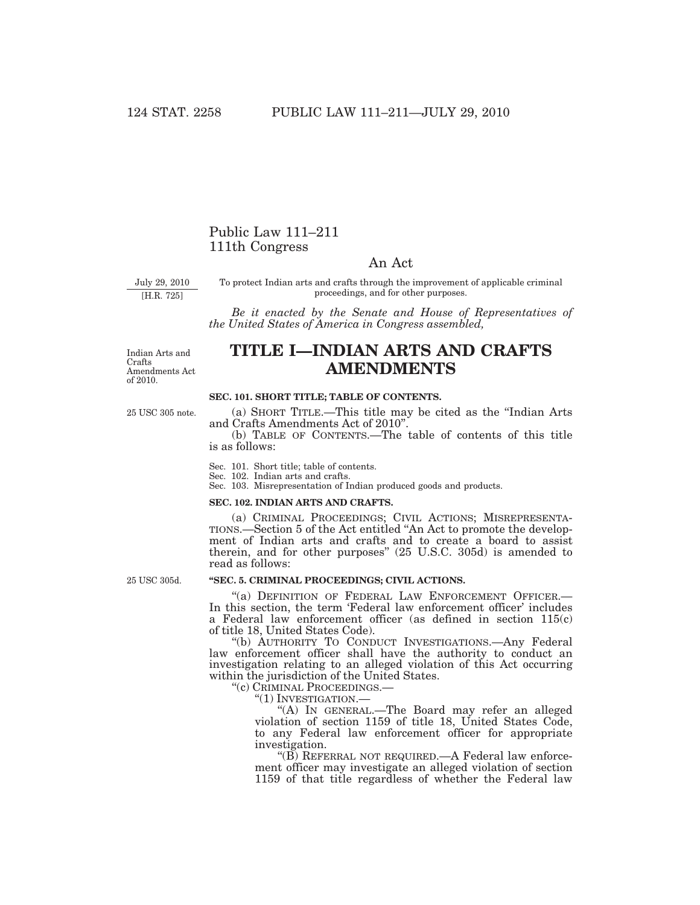# Public Law 111–211
# 111th Congress

## An Act

July 29, 2010
[H.R. 725]

To protect Indian arts and crafts through the improvement of applicable criminal proceedings, and for other purposes.

*Be it enacted by the Senate and House of Representatives of the United States of America in Congress assembled,*

Indian Arts and Crafts Amendments Act of 2010.

# TITLE I—INDIAN ARTS AND CRAFTS AMENDMENTS

**SEC. 101. SHORT TITLE; TABLE OF CONTENTS.**

25 USC 305 note.

(a) SHORT TITLE.—This title may be cited as the "Indian Arts and Crafts Amendments Act of 2010".

(b) TABLE OF CONTENTS.—The table of contents of this title is as follows:

Sec. 101. Short title; table of contents.
Sec. 102. Indian arts and crafts.
Sec. 103. Misrepresentation of Indian produced goods and products.

**SEC. 102. INDIAN ARTS AND CRAFTS.**

(a) CRIMINAL PROCEEDINGS; CIVIL ACTIONS; MISREPRESENTATIONS.—Section 5 of the Act entitled "An Act to promote the development of Indian arts and crafts and to create a board to assist therein, and for other purposes" (25 U.S.C. 305d) is amended to read as follows:

25 USC 305d.

**"SEC. 5. CRIMINAL PROCEEDINGS; CIVIL ACTIONS.**

"(a) DEFINITION OF FEDERAL LAW ENFORCEMENT OFFICER.—In this section, the term 'Federal law enforcement officer' includes a Federal law enforcement officer (as defined in section 115(c) of title 18, United States Code).

"(b) AUTHORITY TO CONDUCT INVESTIGATIONS.—Any Federal law enforcement officer shall have the authority to conduct an investigation relating to an alleged violation of this Act occurring within the jurisdiction of the United States.

"(c) CRIMINAL PROCEEDINGS.—

"(1) INVESTIGATION.—

"(A) IN GENERAL.—The Board may refer an alleged violation of section 1159 of title 18, United States Code, to any Federal law enforcement officer for appropriate investigation.

"(B) REFERRAL NOT REQUIRED.—A Federal law enforcement officer may investigate an alleged violation of section 1159 of that title regardless of whether the Federal law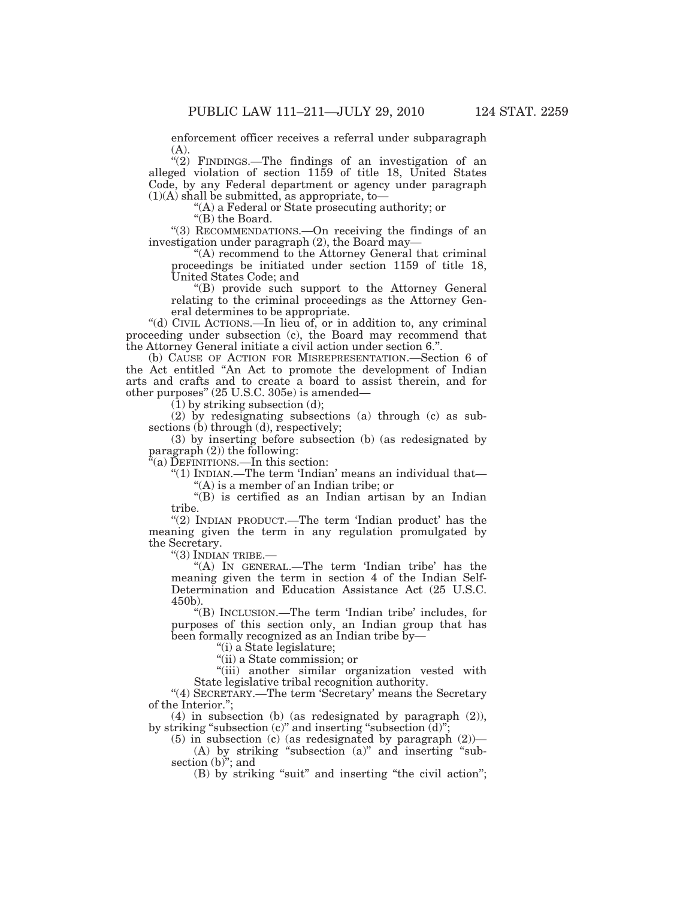enforcement officer receives a referral under subparagraph (A).

"(2) FINDINGS.—The findings of an investigation of an alleged violation of section 1159 of title 18, United States Code, by any Federal department or agency under paragraph (1)(A) shall be submitted, as appropriate, to—

"(A) a Federal or State prosecuting authority; or

"(B) the Board.

"(3) RECOMMENDATIONS.—On receiving the findings of an investigation under paragraph (2), the Board may—

"(A) recommend to the Attorney General that criminal proceedings be initiated under section 1159 of title 18, United States Code; and

"(B) provide such support to the Attorney General relating to the criminal proceedings as the Attorney General determines to be appropriate.

"(d) CIVIL ACTIONS.—In lieu of, or in addition to, any criminal proceeding under subsection (c), the Board may recommend that the Attorney General initiate a civil action under section 6.".

(b) CAUSE OF ACTION FOR MISREPRESENTATION.—Section 6 of the Act entitled "An Act to promote the development of Indian arts and crafts and to create a board to assist therein, and for other purposes" (25 U.S.C. 305e) is amended—

(1) by striking subsection (d);

(2) by redesignating subsections (a) through (c) as subsections (b) through (d), respectively;

(3) by inserting before subsection (b) (as redesignated by paragraph (2)) the following:

"(a) DEFINITIONS.—In this section:

"(1) INDIAN.—The term 'Indian' means an individual that—

"(A) is a member of an Indian tribe; or

"(B) is certified as an Indian artisan by an Indian tribe.

"(2) INDIAN PRODUCT.—The term 'Indian product' has the meaning given the term in any regulation promulgated by the Secretary.

"(3) INDIAN TRIBE.—

"(A) IN GENERAL.—The term 'Indian tribe' has the meaning given the term in section 4 of the Indian Self-Determination and Education Assistance Act (25 U.S.C. 450b).

"(B) INCLUSION.—The term 'Indian tribe' includes, for purposes of this section only, an Indian group that has been formally recognized as an Indian tribe by—

"(i) a State legislature;

"(ii) a State commission; or

"(iii) another similar organization vested with State legislative tribal recognition authority.

"(4) SECRETARY.—The term 'Secretary' means the Secretary of the Interior.";

(4) in subsection (b) (as redesignated by paragraph (2)), by striking "subsection (c)" and inserting "subsection (d)";

(5) in subsection (c) (as redesignated by paragraph (2))—

(A) by striking "subsection (a)" and inserting "subsection (b)"; and

(B) by striking "suit" and inserting "the civil action";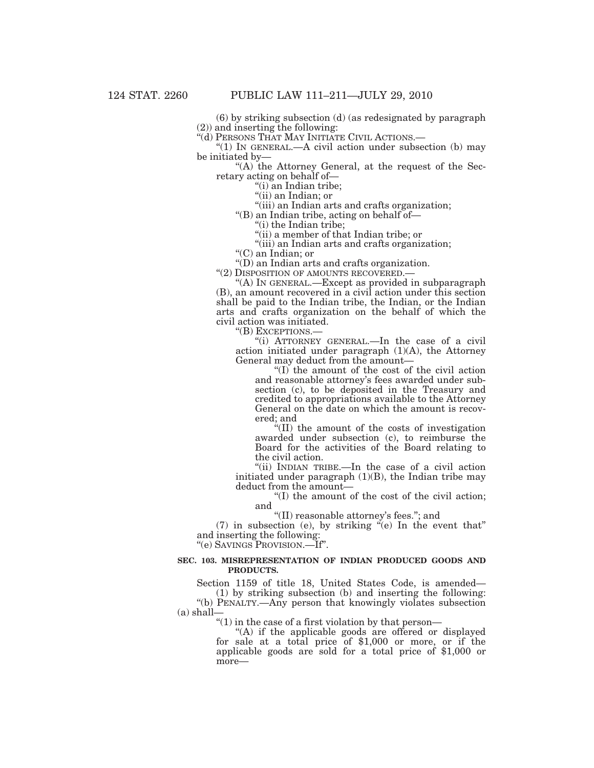(6) by striking subsection (d) (as redesignated by paragraph (2)) and inserting the following:

"(d) PERSONS THAT MAY INITIATE CIVIL ACTIONS.—

"(1) IN GENERAL.—A civil action under subsection (b) may be initiated by—

"(A) the Attorney General, at the request of the Secretary acting on behalf of—

"(i) an Indian tribe;

"(ii) an Indian; or

"(iii) an Indian arts and crafts organization;

"(B) an Indian tribe, acting on behalf of—

"(i) the Indian tribe;

"(ii) a member of that Indian tribe; or

"(iii) an Indian arts and crafts organization;

"(C) an Indian; or

"(D) an Indian arts and crafts organization.

"(2) DISPOSITION OF AMOUNTS RECOVERED.—

"(A) IN GENERAL.—Except as provided in subparagraph (B), an amount recovered in a civil action under this section shall be paid to the Indian tribe, the Indian, or the Indian arts and crafts organization on the behalf of which the civil action was initiated.

"(B) EXCEPTIONS.—

"(i) ATTORNEY GENERAL.—In the case of a civil action initiated under paragraph (1)(A), the Attorney General may deduct from the amount—

"(I) the amount of the cost of the civil action and reasonable attorney's fees awarded under subsection (c), to be deposited in the Treasury and credited to appropriations available to the Attorney General on the date on which the amount is recovered; and

"(II) the amount of the costs of investigation awarded under subsection (c), to reimburse the Board for the activities of the Board relating to the civil action.

"(ii) INDIAN TRIBE.—In the case of a civil action initiated under paragraph (1)(B), the Indian tribe may deduct from the amount—

"(I) the amount of the cost of the civil action; and

"(II) reasonable attorney's fees."; and

(7) in subsection (e), by striking "(e) In the event that" and inserting the following:

"(e) SAVINGS PROVISION.—If".

**SEC. 103. MISREPRESENTATION OF INDIAN PRODUCED GOODS AND PRODUCTS.**

Section 1159 of title 18, United States Code, is amended—

(1) by striking subsection (b) and inserting the following:

"(b) PENALTY.—Any person that knowingly violates subsection (a) shall—

"(1) in the case of a first violation by that person—

"(A) if the applicable goods are offered or displayed for sale at a total price of $1,000 or more, or if the applicable goods are sold for a total price of $1,000 or more—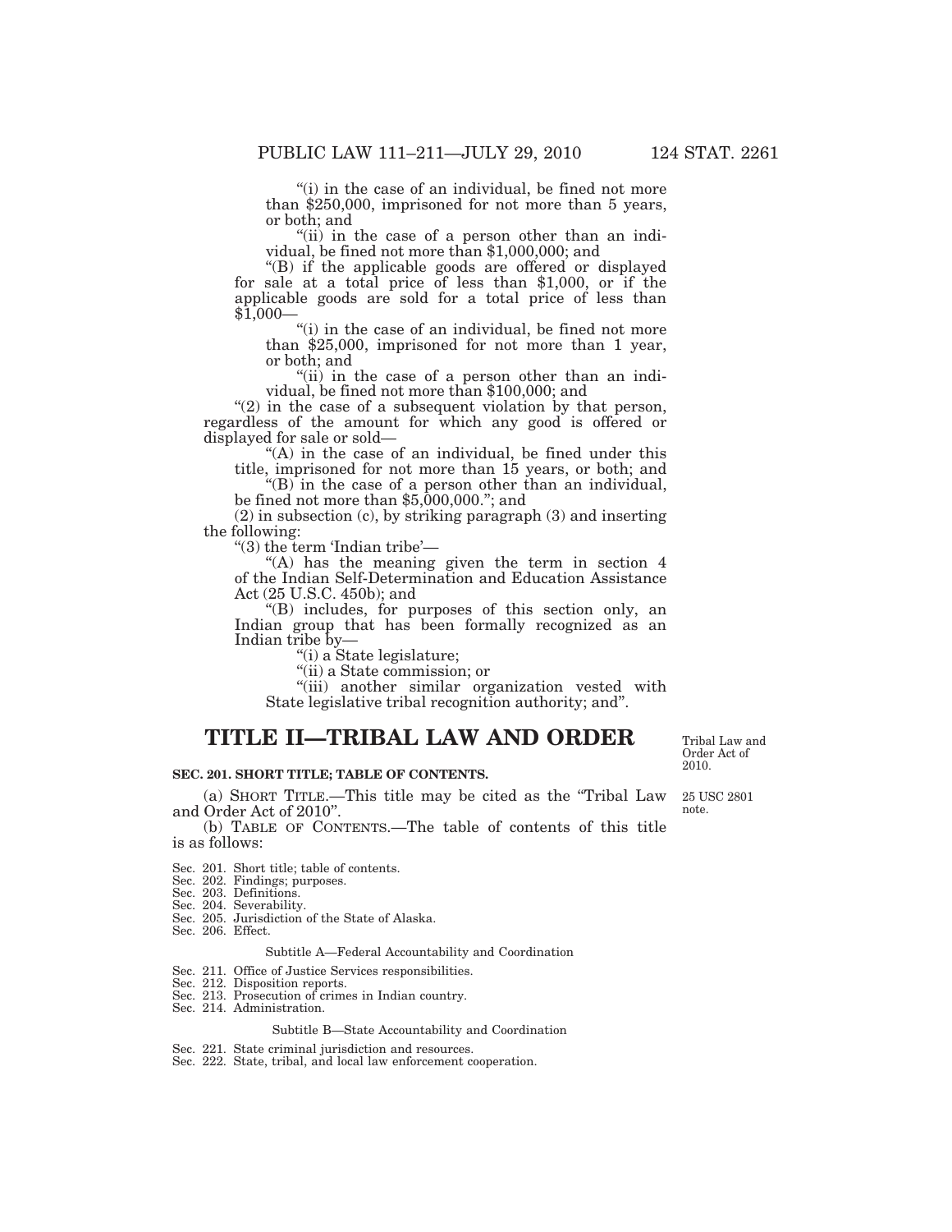"(i) in the case of an individual, be fined not more than $250,000, imprisoned for not more than 5 years, or both; and

"(ii) in the case of a person other than an individual, be fined not more than $1,000,000; and

"(B) if the applicable goods are offered or displayed for sale at a total price of less than $1,000, or if the applicable goods are sold for a total price of less than $1,000—

"(i) in the case of an individual, be fined not more than $25,000, imprisoned for not more than 1 year, or both; and

"(ii) in the case of a person other than an individual, be fined not more than $100,000; and

"(2) in the case of a subsequent violation by that person, regardless of the amount for which any good is offered or displayed for sale or sold—

"(A) in the case of an individual, be fined under this title, imprisoned for not more than 15 years, or both; and

"(B) in the case of a person other than an individual, be fined not more than $5,000,000."; and

(2) in subsection (c), by striking paragraph (3) and inserting the following:

"(3) the term 'Indian tribe'—

"(A) has the meaning given the term in section 4 of the Indian Self-Determination and Education Assistance Act (25 U.S.C. 450b); and

"(B) includes, for purposes of this section only, an Indian group that has been formally recognized as an Indian tribe by—

"(i) a State legislature;

"(ii) a State commission; or

"(iii) another similar organization vested with State legislative tribal recognition authority; and".

# TITLE II—TRIBAL LAW AND ORDER

Tribal Law and Order Act of 2010.

### SEC. 201. SHORT TITLE; TABLE OF CONTENTS.

25 USC 2801 note.

(a) SHORT TITLE.—This title may be cited as the "Tribal Law and Order Act of 2010".

(b) TABLE OF CONTENTS.—The table of contents of this title is as follows:

Sec. 201. Short title; table of contents.
Sec. 202. Findings; purposes.
Sec. 203. Definitions.
Sec. 204. Severability.
Sec. 205. Jurisdiction of the State of Alaska.
Sec. 206. Effect.

Subtitle A—Federal Accountability and Coordination

Sec. 211. Office of Justice Services responsibilities.
Sec. 212. Disposition reports.
Sec. 213. Prosecution of crimes in Indian country.
Sec. 214. Administration.

Subtitle B—State Accountability and Coordination

Sec. 221. State criminal jurisdiction and resources.
Sec. 222. State, tribal, and local law enforcement cooperation.